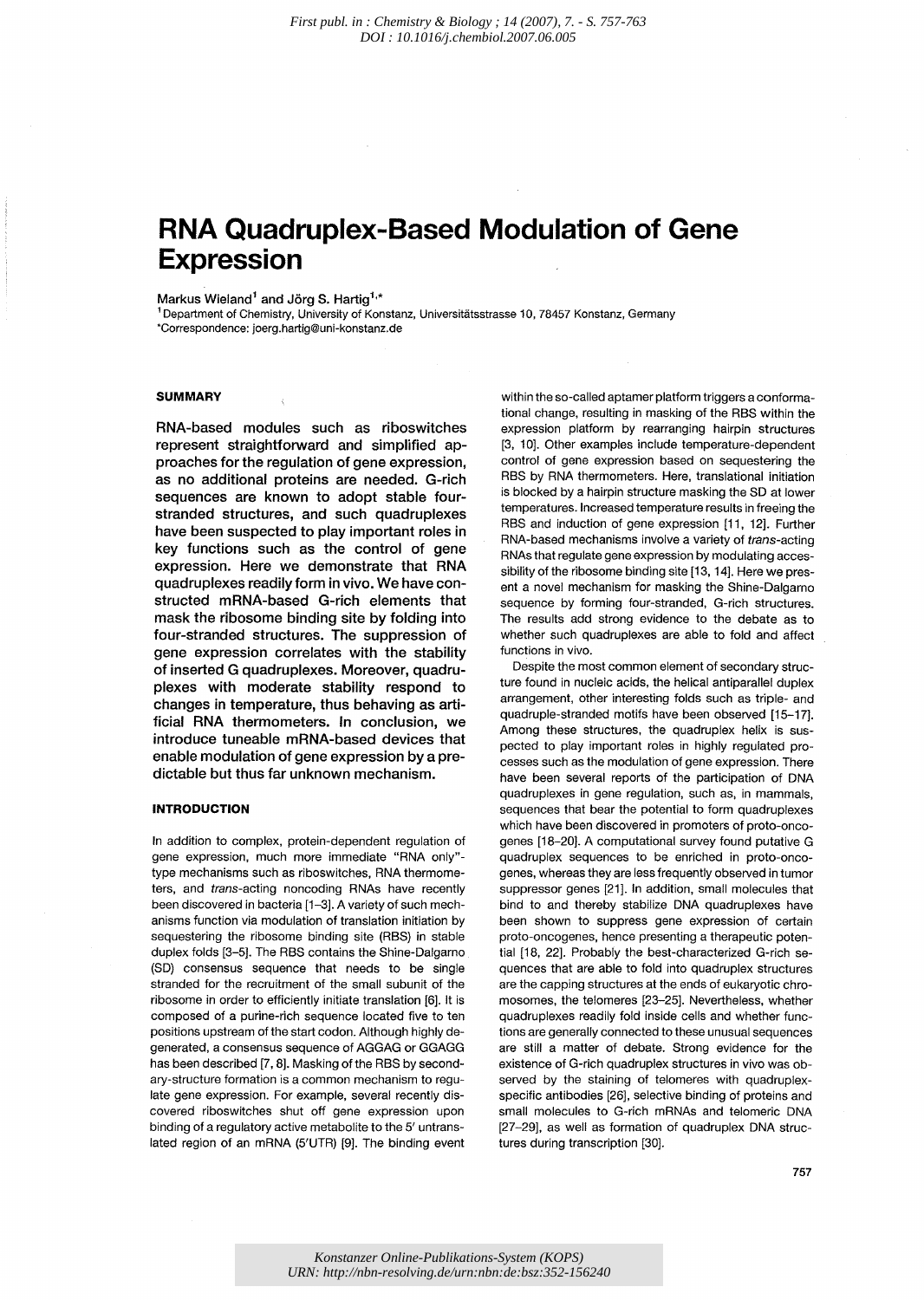First publ. in : Chemistry & Biology ; 14 (2007), 7. - S. 757-763
DOI : 10.1016/j.chembiol.2007.06.005

# RNA Quadruplex-Based Modulation of Gene Expression

Markus Wieland[1] and Jörg S. Hartig[1,*]

[1] Department of Chemistry, University of Konstanz, Universitätsstrasse 10, 78457 Konstanz, Germany
*Correspondence: joerg.hartig@uni-konstanz.de

## SUMMARY

RNA-based modules such as riboswitches represent straightforward and simplified approaches for the regulation of gene expression, as no additional proteins are needed. G-rich sequences are known to adopt stable four-stranded structures, and such quadruplexes have been suspected to play important roles in key functions such as the control of gene expression. Here we demonstrate that RNA quadruplexes readily form in vivo. We have constructed mRNA-based G-rich elements that mask the ribosome binding site by folding into four-stranded structures. The suppression of gene expression correlates with the stability of inserted G quadruplexes. Moreover, quadruplexes with moderate stability respond to changes in temperature, thus behaving as artificial RNA thermometers. In conclusion, we introduce tuneable mRNA-based devices that enable modulation of gene expression by a predictable but thus far unknown mechanism.

## INTRODUCTION

In addition to complex, protein-dependent regulation of gene expression, much more immediate "RNA only"-type mechanisms such as riboswitches, RNA thermometers, and *trans*-acting noncoding RNAs have recently been discovered in bacteria [1–3]. A variety of such mechanisms function via modulation of translation initiation by sequestering the ribosome binding site (RBS) in stable duplex folds [3–5]. The RBS contains the Shine-Dalgarno (SD) consensus sequence that needs to be single stranded for the recruitment of the small subunit of the ribosome in order to efficiently initiate translation [6]. It is composed of a purine-rich sequence located five to ten positions upstream of the start codon. Although highly degenerated, a consensus sequence of AGGAG or GGAGG has been described [7, 8]. Masking of the RBS by secondary-structure formation is a common mechanism to regulate gene expression. For example, several recently discovered riboswitches shut off gene expression upon binding of a regulatory active metabolite to the 5′ untranslated region of an mRNA (5′UTR) [9]. The binding event within the so-called aptamer platform triggers a conformational change, resulting in masking of the RBS within the expression platform by rearranging hairpin structures [3, 10]. Other examples include temperature-dependent control of gene expression based on sequestering the RBS by RNA thermometers. Here, translational initiation is blocked by a hairpin structure masking the SD at lower temperatures. Increased temperature results in freeing the RBS and induction of gene expression [11, 12]. Further RNA-based mechanisms involve a variety of *trans*-acting RNAs that regulate gene expression by modulating accessibility of the ribosome binding site [13, 14]. Here we present a novel mechanism for masking the Shine-Dalgarno sequence by forming four-stranded, G-rich structures. The results add strong evidence to the debate as to whether such quadruplexes are able to fold and affect functions in vivo.

Despite the most common element of secondary structure found in nucleic acids, the helical antiparallel duplex arrangement, other interesting folds such as triple- and quadruple-stranded motifs have been observed [15–17]. Among these structures, the quadruplex helix is suspected to play important roles in highly regulated processes such as the modulation of gene expression. There have been several reports of the participation of DNA quadruplexes in gene regulation, such as, in mammals, sequences that bear the potential to form quadruplexes which have been discovered in promoters of proto-oncogenes [18–20]. A computational survey found putative G quadruplex sequences to be enriched in proto-oncogenes, whereas they are less frequently observed in tumor suppressor genes [21]. In addition, small molecules that bind to and thereby stabilize DNA quadruplexes have been shown to suppress gene expression of certain proto-oncogenes, hence presenting a therapeutic potential [18, 22]. Probably the best-characterized G-rich sequences that are able to fold into quadruplex structures are the capping structures at the ends of eukaryotic chromosomes, the telomeres [23–25]. Nevertheless, whether quadruplexes readily fold inside cells and whether functions are generally connected to these unusual sequences are still a matter of debate. Strong evidence for the existence of G-rich quadruplex structures in vivo was observed by the staining of telomeres with quadruplex-specific antibodies [26], selective binding of proteins and small molecules to G-rich mRNAs and telomeric DNA [27–29], as well as formation of quadruplex DNA structures during transcription [30].

Konstanzer Online-Publikations-System (KOPS)
URN: http://nbn-resolving.de/urn:nbn:de:bsz:352-156240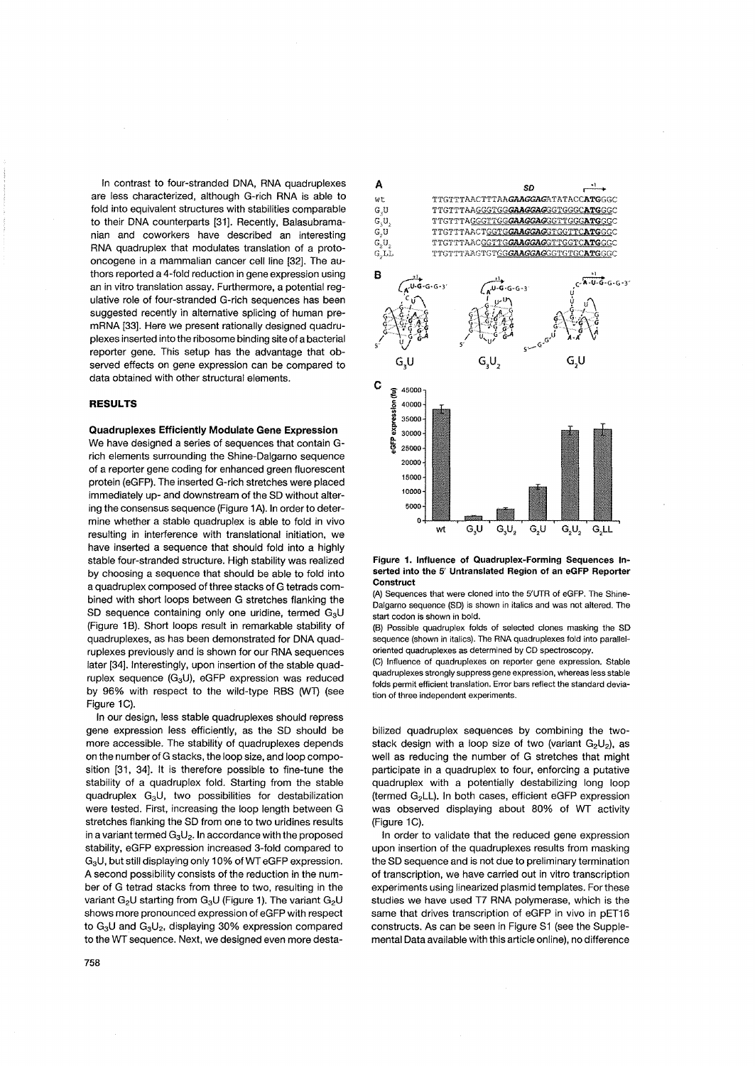In contrast to four-stranded DNA, RNA quadruplexes are less characterized, although G-rich RNA is able to fold into equivalent structures with stabilities comparable to their DNA counterparts [31]. Recently, Balasubramanian and coworkers have described an interesting RNA quadruplex that modulates translation of a protooncogene in a mammalian cancer cell line [32]. The authors reported a 4-fold reduction in gene expression using an in vitro translation assay. Furthermore, a potential regulative role of four-stranded G-rich sequences has been suggested recently in alternative splicing of human premRNA [33]. Here we present rationally designed quadruplexes inserted into the ribosome binding site of a bacterial reporter gene. This setup has the advantage that observed effects on gene expression can be compared to data obtained with other structural elements.

## RESULTS

### Quadruplexes Efficiently Modulate Gene Expression

We have designed a series of sequences that contain G-rich elements surrounding the Shine-Dalgarno sequence of a reporter gene coding for enhanced green fluorescent protein (eGFP). The inserted G-rich stretches were placed immediately up- and downstream of the SD without altering the consensus sequence (Figure 1A). In order to determine whether a stable quadruplex is able to fold in vivo resulting in interference with translational initiation, we have inserted a sequence that should fold into a highly stable four-stranded structure. High stability was realized by choosing a sequence that should be able to fold into a quadruplex composed of three stacks of G tetrads combined with short loops between G stretches flanking the SD sequence containing only one uridine, termed $G_3U$ (Figure 1B). Short loops result in remarkable stability of quadruplexes, as has been demonstrated for DNA quadruplexes previously and is shown for our RNA sequences later [34]. Interestingly, upon insertion of the stable quadruplex sequence ($G_3U$), eGFP expression was reduced by 96% with respect to the wild-type RBS (WT) (see Figure 1C).

In our design, less stable quadruplexes should repress gene expression less efficiently, as the SD should be more accessible. The stability of quadruplexes depends on the number of G stacks, the loop size, and loop composition [31, 34]. It is therefore possible to fine-tune the stability of a quadruplex fold. Starting from the stable quadruplex $G_3U$, two possibilities for destabilization were tested. First, increasing the loop length between G stretches flanking the SD from one to two uridines results in a variant termed $G_3U_2$. In accordance with the proposed stability, eGFP expression increased 3-fold compared to $G_3U$, but still displaying only 10% of WT eGFP expression. A second possibility consists of the reduction in the number of G tetrad stacks from three to two, resulting in the variant $G_2U$ starting from $G_3U$ (Figure 1). The variant $G_2U$ shows more pronounced expression of eGFP with respect to $G_3U$ and $G_3U_2$, displaying 30% expression compared to the WT sequence. Next, we designed even more destabilized quadruplex sequences by combining the two-stack design with a loop size of two (variant $G_2U_2$), as well as reducing the number of G stretches that might participate in a quadruplex to four, enforcing a putative quadruplex with a potentially destabilizing long loop (termed $G_2LL$). In both cases, efficient eGFP expression was observed displaying about 80% of WT activity (Figure 1C).

In order to validate that the reduced gene expression upon insertion of the quadruplexes results from masking the SD sequence and is not due to preliminary termination of transcription, we have carried out in vitro transcription experiments using linearized plasmid templates. For these studies we have used T7 RNA polymerase, which is the same that drives transcription of eGFP in vivo in pET16 constructs. As can be seen in Figure S1 (see the Supplemental Data available with this article online), no difference

**Figure 1. Influence of Quadruplex-Forming Sequences Inserted into the 5′ Untranslated Region of an eGFP Reporter Construct**

(A) Sequences that were cloned into the 5′UTR of eGFP. The Shine-Dalgarno sequence (SD) is shown in italics and was not altered. The start codon is shown in bold.

(B) Possible quadruplex folds of selected clones masking the SD sequence (shown in italics). The RNA quadruplexes fold into parallel-oriented quadruplexes as determined by CD spectroscopy.

(C) Influence of quadruplexes on reporter gene expression. Stable quadruplexes strongly suppress gene expression, whereas less stable folds permit efficient translation. Error bars reflect the standard deviation of three independent experiments.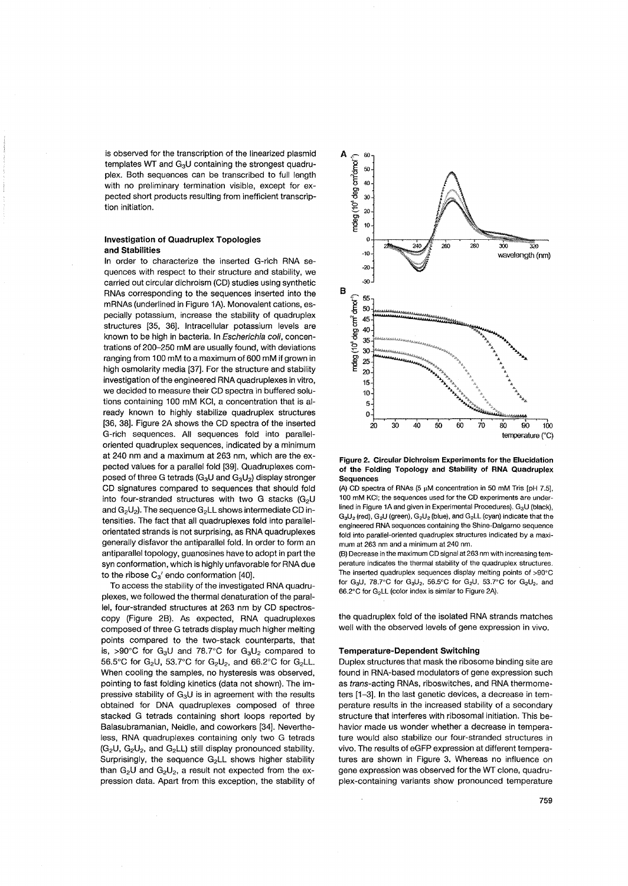is observed for the transcription of the linearized plasmid templates WT and $G_3U$ containing the strongest quadruplex. Both sequences can be transcribed to full length with no preliminary termination visible, except for expected short products resulting from inefficient transcription initiation.

### Investigation of Quadruplex Topologies and Stabilities

In order to characterize the inserted G-rich RNA sequences with respect to their structure and stability, we carried out circular dichroism (CD) studies using synthetic RNAs corresponding to the sequences inserted into the mRNAs (underlined in Figure 1A). Monovalent cations, especially potassium, increase the stability of quadruplex structures [35, 36]. Intracellular potassium levels are known to be high in bacteria. In *Escherichia coli*, concentrations of 200–250 mM are usually found, with deviations ranging from 100 mM to a maximum of 600 mM if grown in high osmolarity media [37]. For the structure and stability investigation of the engineered RNA quadruplexes in vitro, we decided to measure their CD spectra in buffered solutions containing 100 mM KCl, a concentration that is already known to highly stabilize quadruplex structures [36, 38]. Figure 2A shows the CD spectra of the inserted G-rich sequences. All sequences fold into parallel-oriented quadruplex sequences, indicated by a minimum at 240 nm and a maximum at 263 nm, which are the expected values for a parallel fold [39]. Quadruplexes composed of three G tetrads ($G_3U$ and $G_3U_2$) display stronger CD signatures compared to sequences that should fold into four-stranded structures with two G stacks ($G_2U$ and $G_2U_2$). The sequence $G_2LL$ shows intermediate CD intensities. The fact that all quadruplexes fold into parallel-orientated strands is not surprising, as RNA quadruplexes generally disfavor the antiparallel fold. In order to form an antiparallel topology, guanosines have to adopt in part the syn conformation, which is highly unfavorable for RNA due to the ribose $C_3'$ endo conformation [40].

To access the stability of the investigated RNA quadruplexes, we followed the thermal denaturation of the parallel, four-stranded structures at 263 nm by CD spectroscopy (Figure 2B). As expected, RNA quadruplexes composed of three G tetrads display much higher melting points compared to the two-stack counterparts, that is, >90°C for $G_3U$ and 78.7°C for $G_3U_2$ compared to 56.5°C for $G_2U$, 53.7°C for $G_2U_2$, and 66.2°C for $G_2LL$. When cooling the samples, no hysteresis was observed, pointing to fast folding kinetics (data not shown). The impressive stability of $G_3U$ is in agreement with the results obtained for DNA quadruplexes composed of three stacked G tetrads containing short loops reported by Balasubramanian, Neidle, and coworkers [34]. Nevertheless, RNA quadruplexes containing only two G tetrads ($G_2U$, $G_2U_2$, and $G_2LL$) still display pronounced stability. Surprisingly, the sequence $G_2LL$ shows higher stability than $G_2U$ and $G_2U_2$, a result not expected from the expression data. Apart from this exception, the stability of the quadruplex fold of the isolated RNA strands matches well with the observed levels of gene expression in vivo.

**Figure 2. Circular Dichroism Experiments for the Elucidation of the Folding Topology and Stability of RNA Quadruplex Sequences**

(A) CD spectra of RNAs (5 μM concentration in 50 mM Tris [pH 7.5], 100 mM KCl; the sequences used for the CD experiments are underlined in Figure 1A and given in Experimental Procedures). $G_3U$ (black), $G_3U_2$ (red), $G_2U$ (green), $G_2U_2$ (blue), and $G_2LL$ (cyan) indicate that the engineered RNA sequences containing the Shine-Dalgarno sequence fold into parallel-oriented quadruplex structures indicated by a maximum at 263 nm and a minimum at 240 nm.

(B) Decrease in the maximum CD signal at 263 nm with increasing temperature indicates the thermal stability of the quadruplex structures. The inserted quadruplex sequences display melting points of >90°C for $G_3U$, 78.7°C for $G_3U_2$, 56.5°C for $G_2U$, 53.7°C for $G_2U_2$, and 66.2°C for $G_2LL$ (color index is similar to Figure 2A).

### Temperature-Dependent Switching

Duplex structures that mask the ribosome binding site are found in RNA-based modulators of gene expression such as *trans*-acting RNAs, riboswitches, and RNA thermometers [1–3]. In the last genetic devices, a decrease in temperature results in the increased stability of a secondary structure that interferes with ribosomal initiation. This behavior made us wonder whether a decrease in temperature would also stabilize our four-stranded structures in vivo. The results of eGFP expression at different temperatures are shown in Figure 3. Whereas no influence on gene expression was observed for the WT clone, quadruplex-containing variants show pronounced temperature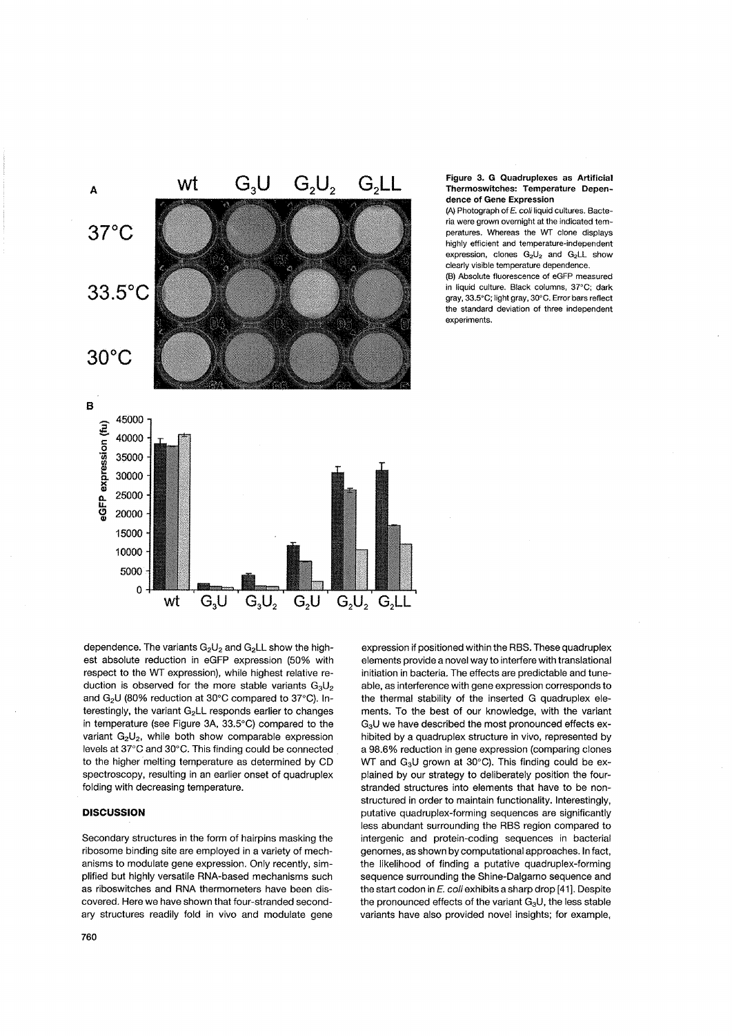**Figure 3. G Quadruplexes as Artificial Thermoswitches: Temperature Dependence of Gene Expression**

(A) Photograph of *E. coli* liquid cultures. Bacteria were grown overnight at the indicated temperatures. Whereas the WT clone displays highly efficient and temperature-independent expression, clones $G_2U_2$ and $G_2LL$ show clearly visible temperature dependence.

(B) Absolute fluorescence of eGFP measured in liquid culture. Black columns, 37°C; dark gray, 33.5°C; light gray, 30°C. Error bars reflect the standard deviation of three independent experiments.

dependence. The variants $G_2U_2$ and $G_2LL$ show the highest absolute reduction in eGFP expression (50% with respect to the WT expression), while highest relative reduction is observed for the more stable variants $G_3U_2$ and $G_2U$ (80% reduction at 30°C compared to 37°C). Interestingly, the variant $G_2LL$ responds earlier to changes in temperature (see Figure 3A, 33.5°C) compared to the variant $G_2U_2$, while both show comparable expression levels at 37°C and 30°C. This finding could be connected to the higher melting temperature as determined by CD spectroscopy, resulting in an earlier onset of quadruplex folding with decreasing temperature.

## DISCUSSION

Secondary structures in the form of hairpins masking the ribosome binding site are employed in a variety of mechanisms to modulate gene expression. Only recently, simplified but highly versatile RNA-based mechanisms such as riboswitches and RNA thermometers have been discovered. Here we have shown that four-stranded secondary structures readily fold in vivo and modulate gene expression if positioned within the RBS. These quadruplex elements provide a novel way to interfere with translational initiation in bacteria. The effects are predictable and tuneable, as interference with gene expression corresponds to the thermal stability of the inserted G quadruplex elements. To the best of our knowledge, with the variant $G_3U$ we have described the most pronounced effects exhibited by a quadruplex structure in vivo, represented by a 98.6% reduction in gene expression (comparing clones WT and $G_3U$ grown at 30°C). This finding could be explained by our strategy to deliberately position the four-stranded structures into elements that have to be nonstructured in order to maintain functionality. Interestingly, putative quadruplex-forming sequences are significantly less abundant surrounding the RBS region compared to intergenic and protein-coding sequences in bacterial genomes, as shown by computational approaches. In fact, the likelihood of finding a putative quadruplex-forming sequence surrounding the Shine-Dalgarno sequence and the start codon in *E. coli* exhibits a sharp drop [41]. Despite the pronounced effects of the variant $G_3U$, the less stable variants have also provided novel insights; for example,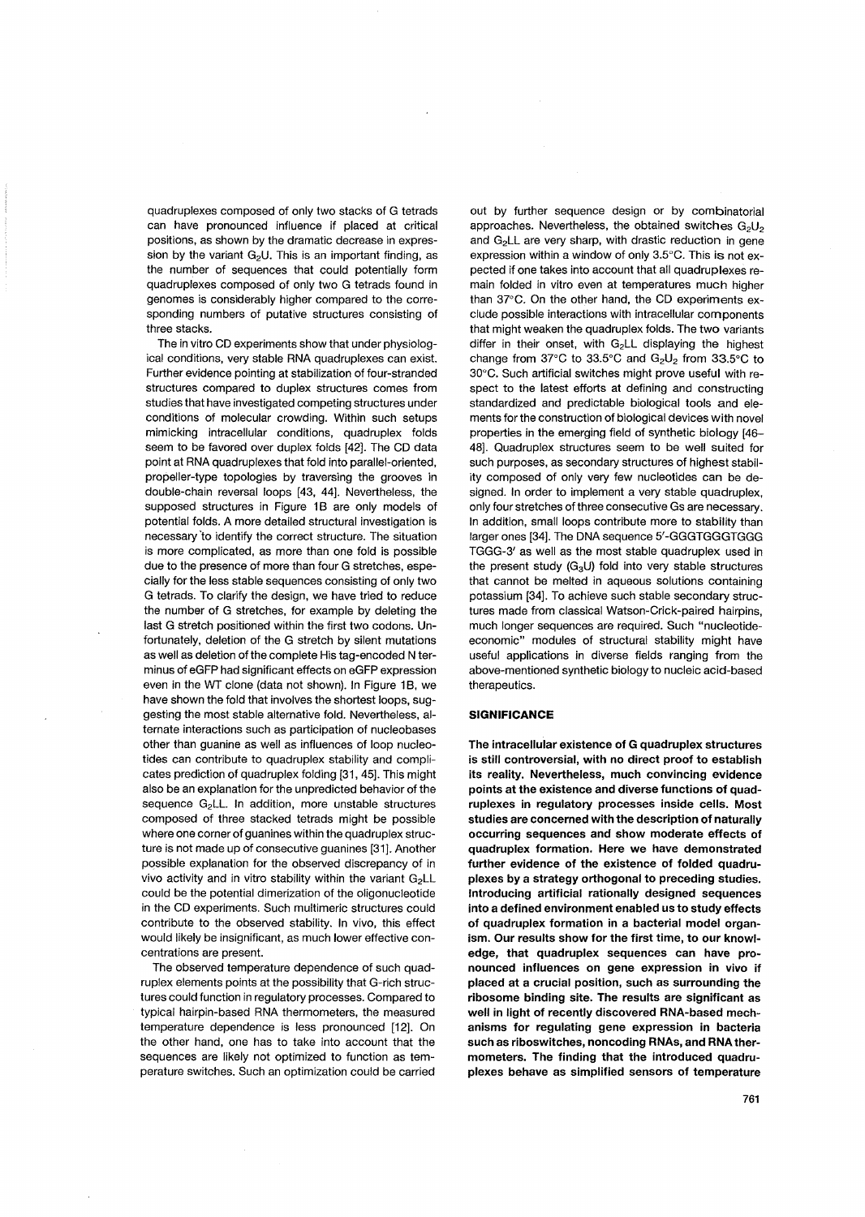quadruplexes composed of only two stacks of G tetrads can have pronounced influence if placed at critical positions, as shown by the dramatic decrease in expression by the variant $G_2U$. This is an important finding, as the number of sequences that could potentially form quadruplexes composed of only two G tetrads found in genomes is considerably higher compared to the corresponding numbers of putative structures consisting of three stacks.

The in vitro CD experiments show that under physiological conditions, very stable RNA quadruplexes can exist. Further evidence pointing at stabilization of four-stranded structures compared to duplex structures comes from studies that have investigated competing structures under conditions of molecular crowding. Within such setups mimicking intracellular conditions, quadruplex folds seem to be favored over duplex folds [42]. The CD data point at RNA quadruplexes that fold into parallel-oriented, propeller-type topologies by traversing the grooves in double-chain reversal loops [43, 44]. Nevertheless, the supposed structures in Figure 1B are only models of potential folds. A more detailed structural investigation is necessary to identify the correct structure. The situation is more complicated, as more than one fold is possible due to the presence of more than four G stretches, especially for the less stable sequences consisting of only two G tetrads. To clarify the design, we have tried to reduce the number of G stretches, for example by deleting the last G stretch positioned within the first two codons. Unfortunately, deletion of the G stretch by silent mutations as well as deletion of the complete His tag-encoded N terminus of eGFP had significant effects on eGFP expression even in the WT clone (data not shown). In Figure 1B, we have shown the fold that involves the shortest loops, suggesting the most stable alternative fold. Nevertheless, alternate interactions such as participation of nucleobases other than guanine as well as influences of loop nucleotides can contribute to quadruplex stability and complicates prediction of quadruplex folding [31, 45]. This might also be an explanation for the unpredicted behavior of the sequence $G_2LL$. In addition, more unstable structures composed of three stacked tetrads might be possible where one corner of guanines within the quadruplex structure is not made up of consecutive guanines [31]. Another possible explanation for the observed discrepancy of in vivo activity and in vitro stability within the variant $G_2LL$ could be the potential dimerization of the oligonucleotide in the CD experiments. Such multimeric structures could contribute to the observed stability. In vivo, this effect would likely be insignificant, as much lower effective concentrations are present.

The observed temperature dependence of such quadruplex elements points at the possibility that G-rich structures could function in regulatory processes. Compared to typical hairpin-based RNA thermometers, the measured temperature dependence is less pronounced [12]. On the other hand, one has to take into account that the sequences are likely not optimized to function as temperature switches. Such an optimization could be carried out by further sequence design or by combinatorial approaches. Nevertheless, the obtained switches $G_2U_2$ and $G_2LL$ are very sharp, with drastic reduction in gene expression within a window of only 3.5°C. This is not expected if one takes into account that all quadruplexes remain folded in vitro even at temperatures much higher than 37°C. On the other hand, the CD experiments exclude possible interactions with intracellular components that might weaken the quadruplex folds. The two variants differ in their onset, with $G_2LL$ displaying the highest change from 37°C to 33.5°C and $G_2U_2$ from 33.5°C to 30°C. Such artificial switches might prove useful with respect to the latest efforts at defining and constructing standardized and predictable biological tools and elements for the construction of biological devices with novel properties in the emerging field of synthetic biology [46–48]. Quadruplex structures seem to be well suited for such purposes, as secondary structures of highest stability composed of only very few nucleotides can be designed. In order to implement a very stable quadruplex, only four stretches of three consecutive Gs are necessary. In addition, small loops contribute more to stability than larger ones [34]. The DNA sequence 5′-GGGTGGGTGGGTGGG-3′ as well as the most stable quadruplex used in the present study ($G_3U$) fold into very stable structures that cannot be melted in aqueous solutions containing potassium [34]. To achieve such stable secondary structures made from classical Watson-Crick-paired hairpins, much longer sequences are required. Such "nucleotide-economic" modules of structural stability might have useful applications in diverse fields ranging from the above-mentioned synthetic biology to nucleic acid-based therapeutics.

## SIGNIFICANCE

**The intracellular existence of G quadruplex structures is still controversial, with no direct proof to establish its reality. Nevertheless, much convincing evidence points at the existence and diverse functions of quadruplexes in regulatory processes inside cells. Most studies are concerned with the description of naturally occurring sequences and show moderate effects of quadruplex formation. Here we have demonstrated further evidence of the existence of folded quadruplexes by a strategy orthogonal to preceding studies. Introducing artificial rationally designed sequences into a defined environment enabled us to study effects of quadruplex formation in a bacterial model organism. Our results show for the first time, to our knowledge, that quadruplex sequences can have pronounced influences on gene expression in vivo if placed at a crucial position, such as surrounding the ribosome binding site. The results are significant as well in light of recently discovered RNA-based mechanisms for regulating gene expression in bacteria such as riboswitches, noncoding RNAs, and RNA thermometers. The finding that the introduced quadruplexes behave as simplified sensors of temperature**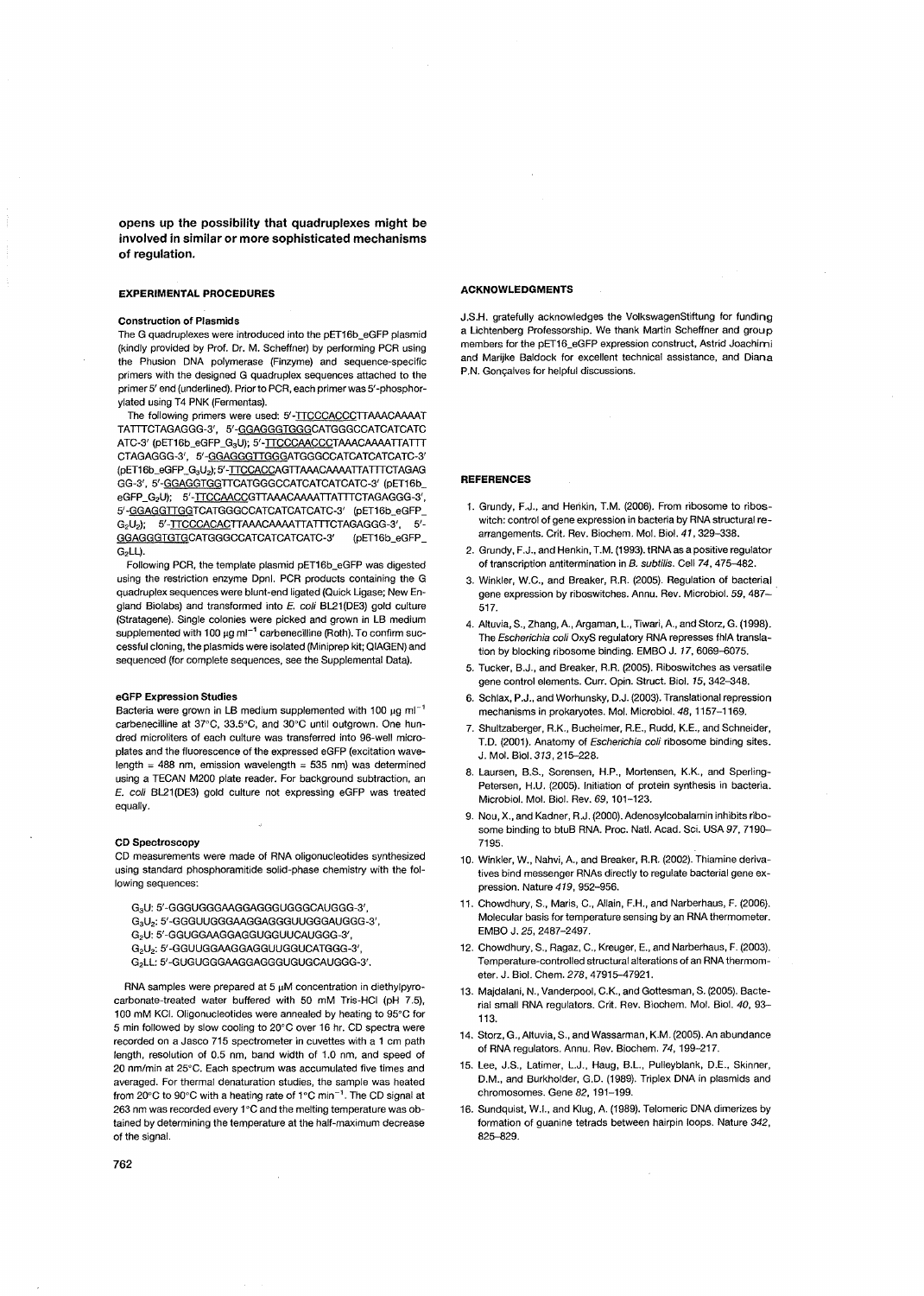**opens up the possibility that quadruplexes might be involved in similar or more sophisticated mechanisms of regulation.**

## EXPERIMENTAL PROCEDURES

### Construction of Plasmids

The G quadruplexes were introduced into the pET16b_eGFP plasmid (kindly provided by Prof. Dr. M. Scheffner) by performing PCR using the Phusion DNA polymerase (Finzyme) and sequence-specific primers with the designed G quadruplex sequences attached to the primer 5′ end (underlined). Prior to PCR, each primer was 5′-phosphorylated using T4 PNK (Fermentas).

The following primers were used: 5′-TTCCCACCCTTAAACAAAATTATTTCTAGAGGG-3′, 5′-GGAGGGTGGGCATGGCCATCATCATCATC-3′ (pET16b_eGFP_$G_3U$); 5′-TTCCCAACCCTAAACAAAATTATTTCTAGAGGG-3′, 5′-GGAGGGTTGGGATGGGCCATCATCATCATC-3′ (pET16b_eGFP_$G_3U_2$); 5′-TTCCACCAGTTAAACAAAATTATTTCTAGAGGG-3′, 5′-GGAGGTGGTTCATGGGCCATCATCATCATC-3′ (pET16b_eGFP_$G_2U$); 5′-TTCCAACCGTTAAACAAAATTATTTCTAGAGGG-3′, 5′-GGAGGTTGGTCATGGGCCATCATCATCATC-3′ (pET16b_eGFP_$G_2U_2$); 5′-TTCCCACACTTAAACAAAATTATTTCTAGAGGG-3′, 5′-GGAGGGTGTGCATGGGCCATCATCATCATC-3′ (pET16b_eGFP_$G_2$LL).

Following PCR, the template plasmid pET16b_eGFP was digested using the restriction enzyme DpnI. PCR products containing the G quadruplex sequences were blunt-end ligated (Quick Ligase; New England Biolabs) and transformed into *E. coli* BL21(DE3) gold culture (Stratagene). Single colonies were picked and grown in LB medium supplemented with 100 μg ml$^{-1}$ carbenecilline (Roth). To confirm successful cloning, the plasmids were isolated (Miniprep kit; QIAGEN) and sequenced (for complete sequences, see the Supplemental Data).

### eGFP Expression Studies

Bacteria were grown in LB medium supplemented with 100 μg ml$^{-1}$ carbenecilline at 37°C, 33.5°C, and 30°C until outgrown. One hundred microliters of each culture was transferred into 96-well microplates and the fluorescence of the expressed eGFP (excitation wavelength = 488 nm, emission wavelength = 535 nm) was determined using a TECAN M200 plate reader. For background subtraction, an *E. coli* BL21(DE3) gold culture not expressing eGFP was treated equally.

### CD Spectroscopy

CD measurements were made of RNA oligonucleotides synthesized using standard phosphoramidite solid-phase chemistry with the following sequences:

$G_3U$: 5′-GGGUGGGAAGGAGGGUGGGCAUGGG-3′,
$G_3U_2$: 5′-GGGUUGGGAAGGAGGGUUGGGAUGGG-3′,
$G_2U$: 5′-GGUGGAAGGAGGUGGUUCAUGGG-3′,
$G_2U_2$: 5′-GGUUGGAAGGAGGUUGGUCAUGGG-3′,
$G_2$LL: 5′-GUGUGGGAAGGAGGGUGUGCAUGGG-3′.

RNA samples were prepared at 5 μM concentration in diethylpyrocarbonate-treated water buffered with 50 mM Tris-HCl (pH 7.5), 100 mM KCl. Oligonucleotides were annealed by heating to 95°C for 5 min followed by slow cooling to 20°C over 16 hr. CD spectra were recorded on a Jasco 715 spectrometer in cuvettes with a 1 cm path length, resolution of 0.5 nm, band width of 1.0 nm, and speed of 20 nm/min at 25°C. Each spectrum was accumulated five times and averaged. For thermal denaturation studies, the sample was heated from 20°C to 90°C with a heating rate of 1°C min$^{-1}$. The CD signal at 263 nm was recorded every 1°C and the melting temperature was obtained by determining the temperature at the half-maximum decrease of the signal.

## ACKNOWLEDGMENTS

J.S.H. gratefully acknowledges the VolkswagenStiftung for funding a Lichtenberg Professorship. We thank Martin Scheffner and group members for the pET16_eGFP expression construct, Astrid Joachimi and Marijke Baldock for excellent technical assistance, and Diana P.N. Gonçalves for helpful discussions.

## REFERENCES

1. Grundy, F.J., and Henkin, T.M. (2006). From ribosome to riboswitch: control of gene expression in bacteria by RNA structural rearrangements. Crit. Rev. Biochem. Mol. Biol. *41*, 329–338.
2. Grundy, F.J., and Henkin, T.M. (1993). tRNA as a positive regulator of transcription antitermination in *B. subtilis*. Cell *74*, 475–482.
3. Winkler, W.C., and Breaker, R.R. (2005). Regulation of bacterial gene expression by riboswitches. Annu. Rev. Microbiol. *59*, 487–517.
4. Altuvia, S., Zhang, A., Argaman, L., Tiwari, A., and Storz, G. (1998). The *Escherichia coli* OxyS regulatory RNA represses fhlA translation by blocking ribosome binding. EMBO J. *17*, 6069–6075.
5. Tucker, B.J., and Breaker, R.R. (2005). Riboswitches as versatile gene control elements. Curr. Opin. Struct. Biol. *15*, 342–348.
6. Schlax, P.J., and Worhunsky, D.J. (2003). Translational repression mechanisms in prokaryotes. Mol. Microbiol. *48*, 1157–1169.
7. Shultzaberger, R.K., Bucheimer, R.E., Rudd, K.E., and Schneider, T.D. (2001). Anatomy of *Escherichia coli* ribosome binding sites. J. Mol. Biol. *313*, 215–228.
8. Laursen, B.S., Sorensen, H.P., Mortensen, K.K., and Sperling-Petersen, H.U. (2005). Initiation of protein synthesis in bacteria. Microbiol. Mol. Biol. Rev. *69*, 101–123.
9. Nou, X., and Kadner, R.J. (2000). Adenosylcobalamin inhibits ribosome binding to btuB RNA. Proc. Natl. Acad. Sci. USA *97*, 7190–7195.
10. Winkler, W., Nahvi, A., and Breaker, R.R. (2002). Thiamine derivatives bind messenger RNAs directly to regulate bacterial gene expression. Nature *419*, 952–956.
11. Chowdhury, S., Maris, C., Allain, F.H., and Narberhaus, F. (2006). Molecular basis for temperature sensing by an RNA thermometer. EMBO J. *25*, 2487–2497.
12. Chowdhury, S., Ragaz, C., Kreuger, E., and Narberhaus, F. (2003). Temperature-controlled structural alterations of an RNA thermometer. J. Biol. Chem. *278*, 47915–47921.
13. Majdalani, N., Vanderpool, C.K., and Gottesman, S. (2005). Bacterial small RNA regulators. Crit. Rev. Biochem. Mol. Biol. *40*, 93–113.
14. Storz, G., Altuvia, S., and Wassarman, K.M. (2005). An abundance of RNA regulators. Annu. Rev. Biochem. *74*, 199–217.
15. Lee, J.S., Latimer, L.J., Haug, B.L., Pulleyblank, D.E., Skinner, D.M., and Burkholder, G.D. (1989). Triplex DNA in plasmids and chromosomes. Gene *82*, 191–199.
16. Sundquist, W.I., and Klug, A. (1989). Telomeric DNA dimerizes by formation of guanine tetrads between hairpin loops. Nature *342*, 825–829.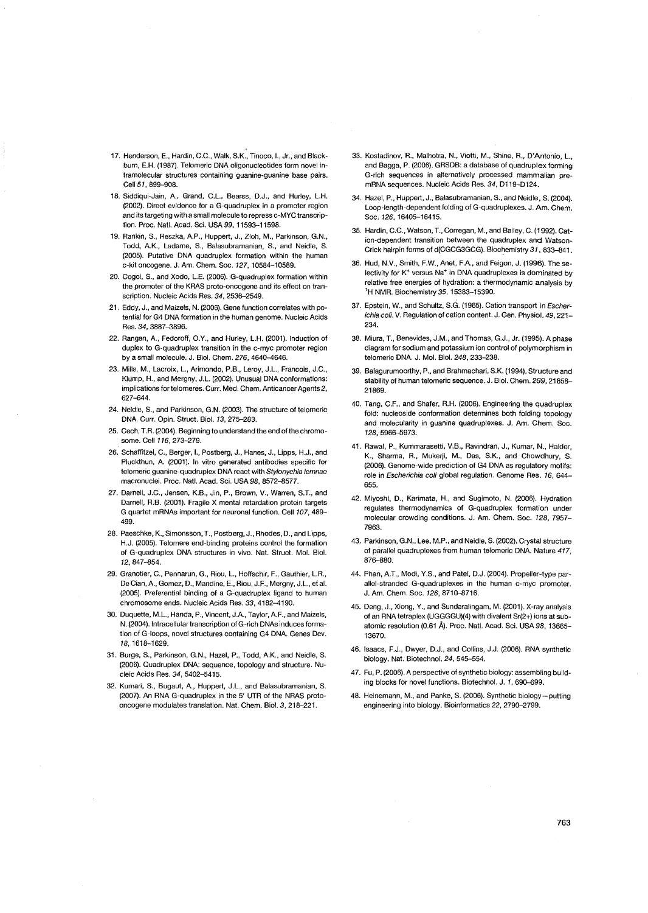17. Henderson, E., Hardin, C.C., Walk, S.K., Tinoco, I., Jr., and Blackburn, E.H. (1987). Telomeric DNA oligonucleotides form novel intramolecular structures containing guanine-guanine base pairs. Cell *51*, 899–908.

18. Siddiqui-Jain, A., Grand, C.L., Bearss, D.J., and Hurley, L.H. (2002). Direct evidence for a G-quadruplex in a promoter region and its targeting with a small molecule to repress c-MYC transcription. Proc. Natl. Acad. Sci. USA *99*, 11593–11598.

19. Rankin, S., Reszka, A.P., Huppert, J., Zloh, M., Parkinson, G.N., Todd, A.K., Ladame, S., Balasubramanian, S., and Neidle, S. (2005). Putative DNA quadruplex formation within the human c-kit oncogene. J. Am. Chem. Soc. *127*, 10584–10589.

20. Cogoi, S., and Xodo, L.E. (2006). G-quadruplex formation within the promoter of the KRAS proto-oncogene and its effect on transcription. Nucleic Acids Res. *34*, 2536–2549.

21. Eddy, J., and Maizels, N. (2006). Gene function correlates with potential for G4 DNA formation in the human genome. Nucleic Acids Res. *34*, 3887–3896.

22. Rangan, A., Fedoroff, O.Y., and Hurley, L.H. (2001). Induction of duplex to G-quadruplex transition in the c-myc promoter region by a small molecule. J. Biol. Chem. *276*, 4640–4646.

23. Mills, M., Lacroix, L., Arimondo, P.B., Leroy, J.L., Francois, J.C., Klump, H., and Mergny, J.L. (2002). Unusual DNA conformations: implications for telomeres. Curr. Med. Chem. Anticancer Agents *2*, 627–644.

24. Neidle, S., and Parkinson, G.N. (2003). The structure of telomeric DNA. Curr. Opin. Struct. Biol. *13*, 275–283.

25. Cech, T.R. (2004). Beginning to understand the end of the chromosome. Cell *116*, 273–279.

26. Schaffitzel, C., Berger, I., Postberg, J., Hanes, J., Lipps, H.J., and Pluckthun, A. (2001). In vitro generated antibodies specific for telomeric guanine-quadruplex DNA react with *Stylonychia lemnae* macronuclei. Proc. Natl. Acad. Sci. USA *98*, 8572–8577.

27. Darnell, J.C., Jensen, K.B., Jin, P., Brown, V., Warren, S.T., and Darnell, R.B. (2001). Fragile X mental retardation protein targets G quartet mRNAs important for neuronal function. Cell *107*, 489–499.

28. Paeschke, K., Simonsson, T., Postberg, J., Rhodes, D., and Lipps, H.J. (2005). Telomere end-binding proteins control the formation of G-quadruplex DNA structures in vivo. Nat. Struct. Mol. Biol. *12*, 847–854.

29. Granotier, C., Pennarun, G., Riou, L., Hoffschir, F., Gauthier, L.R., De Cian, A., Gomez, D., Mandine, E., Riou, J.F., Mergny, J.L., et al. (2005). Preferential binding of a G-quadruplex ligand to human chromosome ends. Nucleic Acids Res. *33*, 4182–4190.

30. Duquette, M.L., Handa, P., Vincent, J.A., Taylor, A.F., and Maizels, N. (2004). Intracellular transcription of G-rich DNAs induces formation of G-loops, novel structures containing G4 DNA. Genes Dev. *18*, 1618–1629.

31. Burge, S., Parkinson, G.N., Hazel, P., Todd, A.K., and Neidle, S. (2006). Quadruplex DNA: sequence, topology and structure. Nucleic Acids Res. *34*, 5402–5415.

32. Kumari, S., Bugaut, A., Huppert, J.L., and Balasubramanian, S. (2007). An RNA G-quadruplex in the 5′ UTR of the NRAS proto-oncogene modulates translation. Nat. Chem. Biol. *3*, 218–221.

33. Kostadinov, R., Malhotra, N., Viotti, M., Shine, R., D'Antonio, L., and Bagga, P. (2006). GRSDB: a database of quadruplex forming G-rich sequences in alternatively processed mammalian pre-mRNA sequences. Nucleic Acids Res. *34*, D119–D124.

34. Hazel, P., Huppert, J., Balasubramanian, S., and Neidle, S. (2004). Loop-length-dependent folding of G-quadruplexes. J. Am. Chem. Soc. *126*, 16405–16415.

35. Hardin, C.C., Watson, T., Corregan, M., and Bailey, C. (1992). Cation-dependent transition between the quadruplex and Watson-Crick hairpin forms of d(CGCG3GCG). Biochemistry *31*, 833–841.

36. Hud, N.V., Smith, F.W., Anet, F.A., and Feigon, J. (1996). The selectivity for $K^+$ versus $Na^+$ in DNA quadruplexes is dominated by relative free energies of hydration: a thermodynamic analysis by $^1H$ NMR. Biochemistry *35*, 15383–15390.

37. Epstein, W., and Schultz, S.G. (1965). Cation transport in *Escherichia coli*. V. Regulation of cation content. J. Gen. Physiol. *49*, 221–234.

38. Miura, T., Benevides, J.M., and Thomas, G.J., Jr. (1995). A phase diagram for sodium and potassium ion control of polymorphism in telomeric DNA. J. Mol. Biol. *248*, 233–238.

39. Balagurumoorthy, P., and Brahmachari, S.K. (1994). Structure and stability of human telomeric sequence. J. Biol. Chem. *269*, 21858–21869.

40. Tang, C.F., and Shafer, R.H. (2006). Engineering the quadruplex fold: nucleoside conformation determines both folding topology and molecularity in guanine quadruplexes. J. Am. Chem. Soc. *128*, 5966–5973.

41. Rawal, P., Kummarasetti, V.B., Ravindran, J., Kumar, N., Halder, K., Sharma, R., Mukerji, M., Das, S.K., and Chowdhury, S. (2006). Genome-wide prediction of G4 DNA as regulatory motifs: role in *Escherichia coli* global regulation. Genome Res. *16*, 644–655.

42. Miyoshi, D., Karimata, H., and Sugimoto, N. (2006). Hydration regulates thermodynamics of G-quadruplex formation under molecular crowding conditions. J. Am. Chem. Soc. *128*, 7957–7963.

43. Parkinson, G.N., Lee, M.P., and Neidle, S. (2002). Crystal structure of parallel quadruplexes from human telomeric DNA. Nature *417*, 876–880.

44. Phan, A.T., Modi, Y.S., and Patel, D.J. (2004). Propeller-type parallel-stranded G-quadruplexes in the human c-myc promoter. J. Am. Chem. Soc. *126*, 8710–8716.

45. Deng, J., Xiong, Y., and Sundaralingam, M. (2001). X-ray analysis of an RNA tetraplex (UGGGGU)(4) with divalent Sr(2+) ions at subatomic resolution (0.61 Å). Proc. Natl. Acad. Sci. USA *98*, 13665–13670.

46. Isaacs, F.J., Dwyer, D.J., and Collins, J.J. (2006). RNA synthetic biology. Nat. Biotechnol. *24*, 545–554.

47. Fu, P. (2006). A perspective of synthetic biology: assembling building blocks for novel functions. Biotechnol. J. *1*, 690–699.

48. Heinemann, M., and Panke, S. (2006). Synthetic biology—putting engineering into biology. Bioinformatics *22*, 2790–2799.